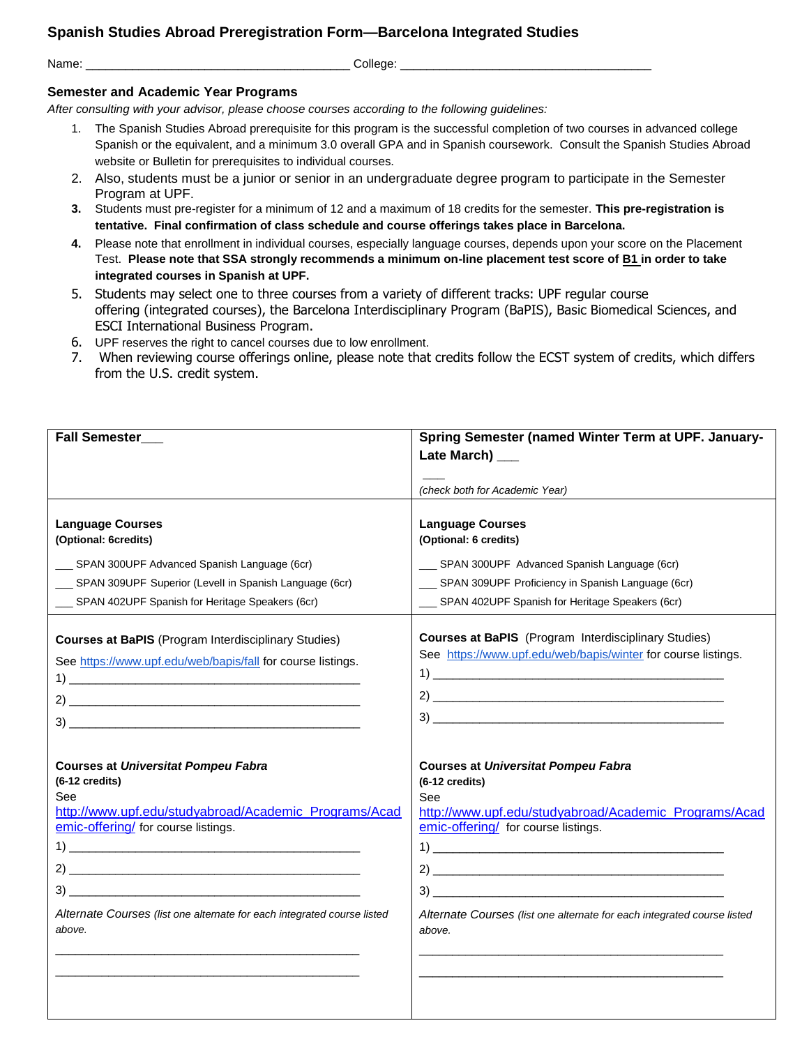# Spanish Studies Abroad Preregistration Form—Barcelona Integrated Studies

Name: ________________________________________ College: ______________________________________

## Semester and Academic Year Programs

*After consulting with your advisor, please choose courses according to the following guidelines:*

1. The Spanish Studies Abroad prerequisite for this program is the successful completion of two courses in advanced college Spanish or the equivalent, and a minimum 3.0 overall GPA and in Spanish coursework. Consult the Spanish Studies Abroad website or Bulletin for prerequisites to individual courses.
2. Also, students must be a junior or senior in an undergraduate degree program to participate in the Semester Program at UPF.
3. Students must pre-register for a minimum of 12 and a maximum of 18 credits for the semester. **This pre-registration is tentative. Final confirmation of class schedule and course offerings takes place in Barcelona.**
4. Please note that enrollment in individual courses, especially language courses, depends upon your score on the Placement Test. **Please note that SSA strongly recommends a minimum on-line placement test score of B1 in order to take integrated courses in Spanish at UPF.**
5. Students may select one to three courses from a variety of different tracks: UPF regular course offering (integrated courses), the Barcelona Interdisciplinary Program (BaPIS), Basic Biomedical Sciences, and ESCI International Business Program.
6. UPF reserves the right to cancel courses due to low enrollment.
7. When reviewing course offerings online, please note that credits follow the ECST system of credits, which differs from the U.S. credit system.

| **Fall Semester___** | **Spring Semester (named Winter Term at UPF. January-Late March) ___**<br><br>___<br>*(check both for Academic Year)* |
|---|---|
| **Language Courses**<br>**(Optional: 6credits)**<br><br>___ SPAN 300UPF Advanced Spanish Language (6cr)<br>___ SPAN 309UPF Superior (Levell in Spanish Language (6cr)<br>___ SPAN 402UPF Spanish for Heritage Speakers (6cr) | **Language Courses**<br>**(Optional: 6 credits)**<br><br>___ SPAN 300UPF Advanced Spanish Language (6cr)<br>___ SPAN 309UPF Proficiency in Spanish Language (6cr)<br>___ SPAN 402UPF Spanish for Heritage Speakers (6cr) |
| **Courses at BaPIS** (Program Interdisciplinary Studies)<br>See https://www.upf.edu/web/bapis/fall for course listings.<br>1) ____________________________________________<br>2) ____________________________________________<br>3) ____________________________________________<br><br>**Courses at *Universitat Pompeu Fabra***<br>**(6-12 credits)**<br>See http://www.upf.edu/studyabroad/Academic_Programs/Academic-offering/ for course listings.<br>1) ____________________________________________<br>2) ____________________________________________<br>3) ____________________________________________<br><br>*Alternate Courses (list one alternate for each integrated course listed above.*<br><br>______________________________________________<br>______________________________________________ | **Courses at BaPIS** (Program Interdisciplinary Studies)<br>See https://www.upf.edu/web/bapis/winter for course listings.<br>1) ____________________________________________<br>2) ____________________________________________<br>3) ____________________________________________<br><br>**Courses at *Universitat Pompeu Fabra***<br>**(6-12 credits)**<br>See http://www.upf.edu/studyabroad/Academic_Programs/Academic-offering/ for course listings.<br>1) ____________________________________________<br>2) ____________________________________________<br>3) ____________________________________________<br><br>*Alternate Courses (list one alternate for each integrated course listed above.*<br><br>______________________________________________<br>______________________________________________ |